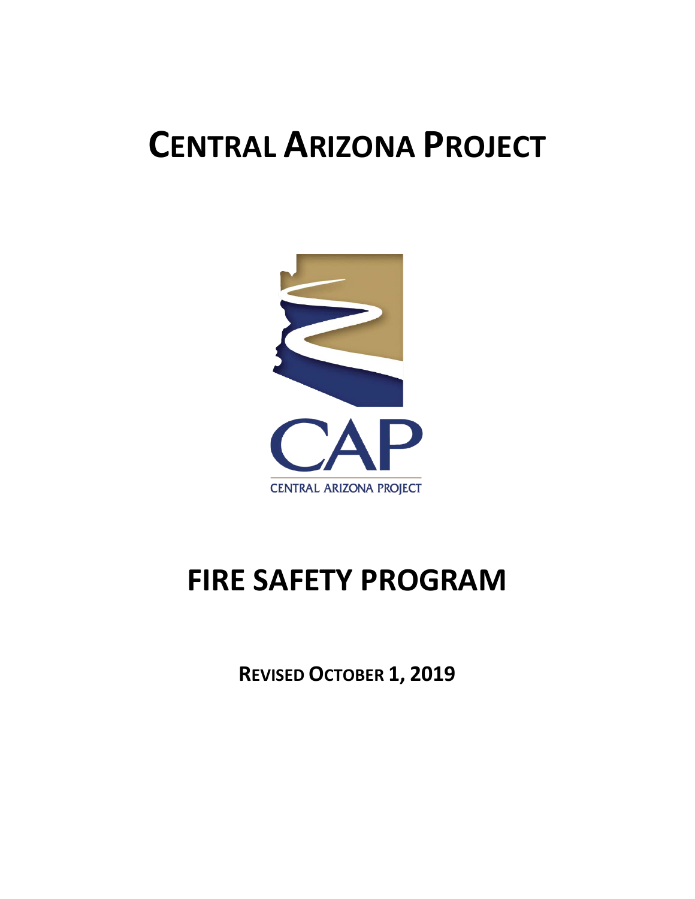# CENTRAL ARIZONA PROJECT

CAP

CENTRAL ARIZONA PROJECT

# FIRE SAFETY PROGRAM

**REVISED OCTOBER 1, 2019**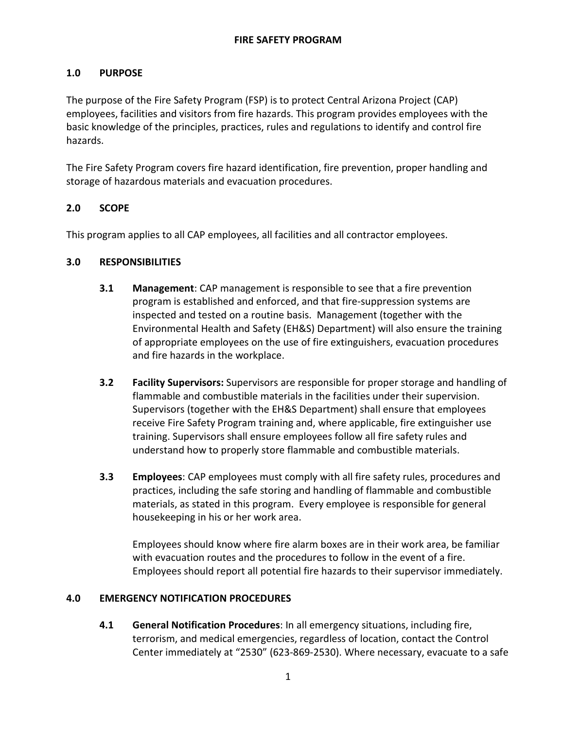# FIRE SAFETY PROGRAM

## 1.0 PURPOSE

The purpose of the Fire Safety Program (FSP) is to protect Central Arizona Project (CAP) employees, facilities and visitors from fire hazards. This program provides employees with the basic knowledge of the principles, practices, rules and regulations to identify and control fire hazards.

The Fire Safety Program covers fire hazard identification, fire prevention, proper handling and storage of hazardous materials and evacuation procedures.

## 2.0 SCOPE

This program applies to all CAP employees, all facilities and all contractor employees.

## 3.0 RESPONSIBILITIES

**3.1 Management**: CAP management is responsible to see that a fire prevention program is established and enforced, and that fire-suppression systems are inspected and tested on a routine basis. Management (together with the Environmental Health and Safety (EH&S) Department) will also ensure the training of appropriate employees on the use of fire extinguishers, evacuation procedures and fire hazards in the workplace.

**3.2 Facility Supervisors:** Supervisors are responsible for proper storage and handling of flammable and combustible materials in the facilities under their supervision. Supervisors (together with the EH&S Department) shall ensure that employees receive Fire Safety Program training and, where applicable, fire extinguisher use training. Supervisors shall ensure employees follow all fire safety rules and understand how to properly store flammable and combustible materials.

**3.3 Employees**: CAP employees must comply with all fire safety rules, procedures and practices, including the safe storing and handling of flammable and combustible materials, as stated in this program. Every employee is responsible for general housekeeping in his or her work area.

Employees should know where fire alarm boxes are in their work area, be familiar with evacuation routes and the procedures to follow in the event of a fire. Employees should report all potential fire hazards to their supervisor immediately.

## 4.0 EMERGENCY NOTIFICATION PROCEDURES

**4.1 General Notification Procedures**: In all emergency situations, including fire, terrorism, and medical emergencies, regardless of location, contact the Control Center immediately at "2530" (623-869-2530). Where necessary, evacuate to a safe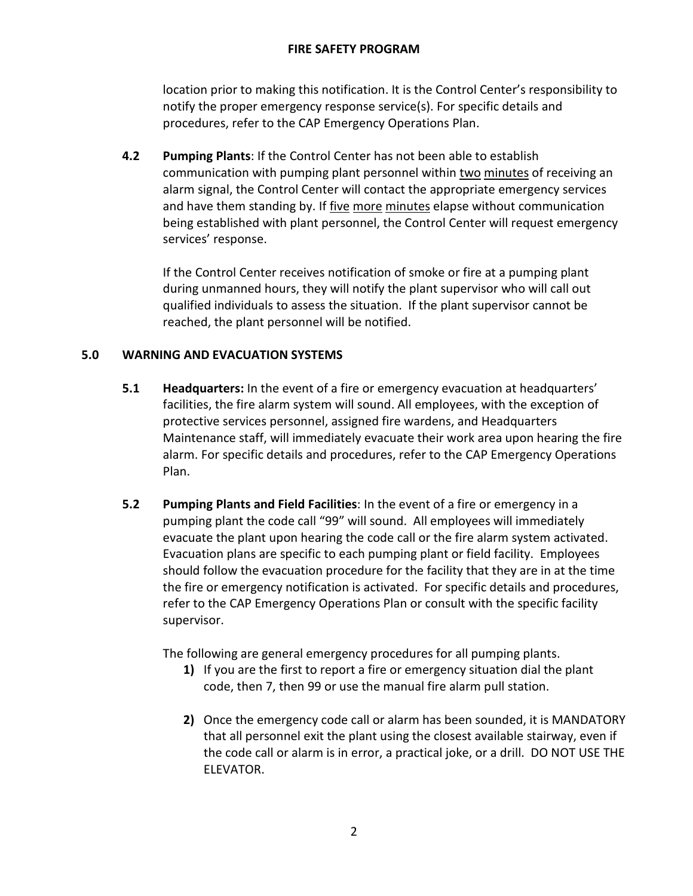location prior to making this notification. It is the Control Center's responsibility to notify the proper emergency response service(s). For specific details and procedures, refer to the CAP Emergency Operations Plan.

**4.2 Pumping Plants**: If the Control Center has not been able to establish communication with pumping plant personnel within <u>two minutes</u> of receiving an alarm signal, the Control Center will contact the appropriate emergency services and have them standing by. If <u>five more minutes</u> elapse without communication being established with plant personnel, the Control Center will request emergency services' response.

If the Control Center receives notification of smoke or fire at a pumping plant during unmanned hours, they will notify the plant supervisor who will call out qualified individuals to assess the situation. If the plant supervisor cannot be reached, the plant personnel will be notified.

## 5.0 WARNING AND EVACUATION SYSTEMS

**5.1 Headquarters:** In the event of a fire or emergency evacuation at headquarters' facilities, the fire alarm system will sound. All employees, with the exception of protective services personnel, assigned fire wardens, and Headquarters Maintenance staff, will immediately evacuate their work area upon hearing the fire alarm. For specific details and procedures, refer to the CAP Emergency Operations Plan.

**5.2 Pumping Plants and Field Facilities**: In the event of a fire or emergency in a pumping plant the code call "99" will sound. All employees will immediately evacuate the plant upon hearing the code call or the fire alarm system activated. Evacuation plans are specific to each pumping plant or field facility. Employees should follow the evacuation procedure for the facility that they are in at the time the fire or emergency notification is activated. For specific details and procedures, refer to the CAP Emergency Operations Plan or consult with the specific facility supervisor.

The following are general emergency procedures for all pumping plants.

1) If you are the first to report a fire or emergency situation dial the plant code, then 7, then 99 or use the manual fire alarm pull station.

2) Once the emergency code call or alarm has been sounded, it is MANDATORY that all personnel exit the plant using the closest available stairway, even if the code call or alarm is in error, a practical joke, or a drill. DO NOT USE THE ELEVATOR.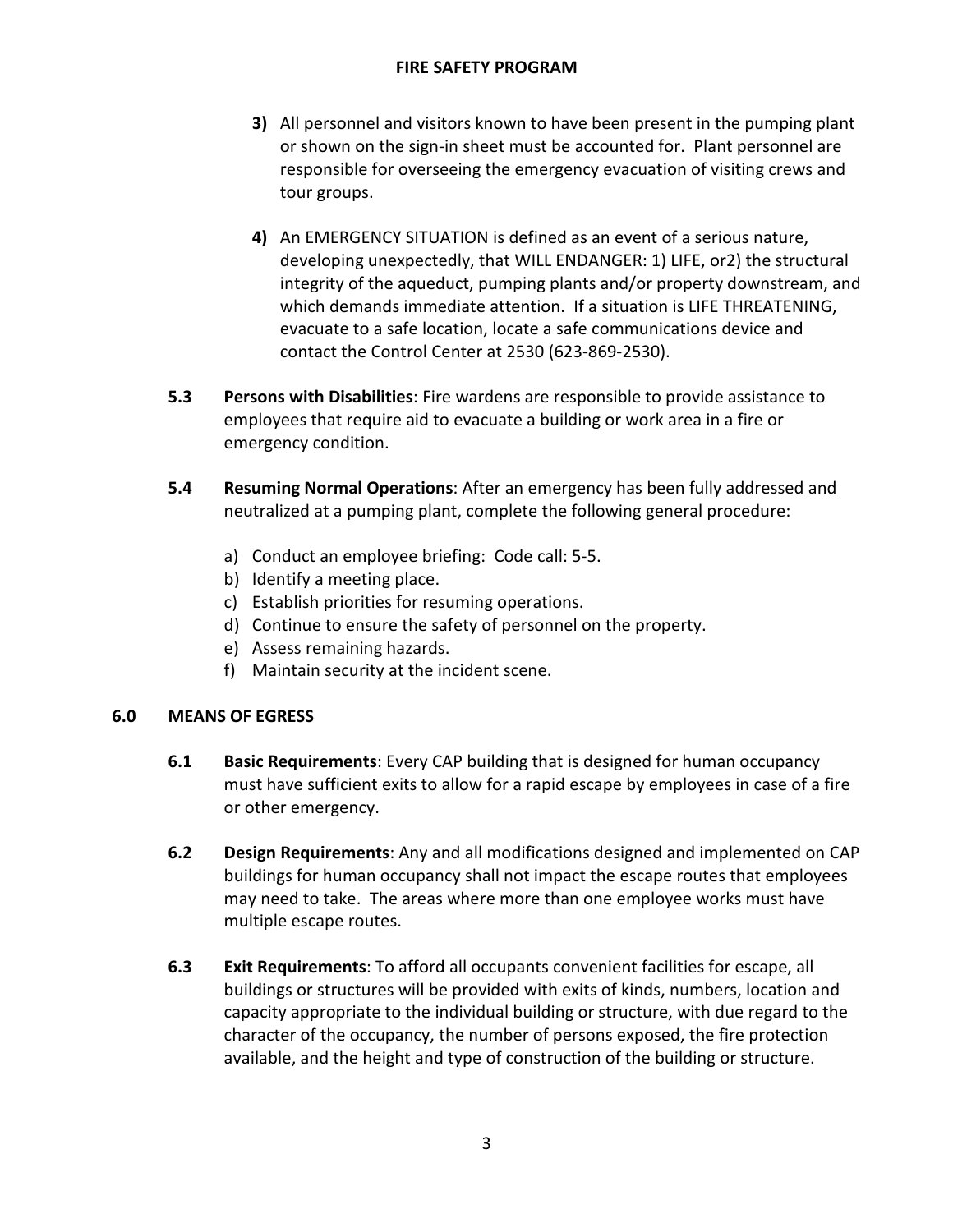**3)** All personnel and visitors known to have been present in the pumping plant or shown on the sign-in sheet must be accounted for. Plant personnel are responsible for overseeing the emergency evacuation of visiting crews and tour groups.

**4)** An EMERGENCY SITUATION is defined as an event of a serious nature, developing unexpectedly, that WILL ENDANGER: 1) LIFE, or2) the structural integrity of the aqueduct, pumping plants and/or property downstream, and which demands immediate attention. If a situation is LIFE THREATENING, evacuate to a safe location, locate a safe communications device and contact the Control Center at 2530 (623-869-2530).

**5.3 Persons with Disabilities**: Fire wardens are responsible to provide assistance to employees that require aid to evacuate a building or work area in a fire or emergency condition.

**5.4 Resuming Normal Operations**: After an emergency has been fully addressed and neutralized at a pumping plant, complete the following general procedure:

a) Conduct an employee briefing: Code call: 5-5.
b) Identify a meeting place.
c) Establish priorities for resuming operations.
d) Continue to ensure the safety of personnel on the property.
e) Assess remaining hazards.
f) Maintain security at the incident scene.

## 6.0 MEANS OF EGRESS

**6.1 Basic Requirements**: Every CAP building that is designed for human occupancy must have sufficient exits to allow for a rapid escape by employees in case of a fire or other emergency.

**6.2 Design Requirements**: Any and all modifications designed and implemented on CAP buildings for human occupancy shall not impact the escape routes that employees may need to take. The areas where more than one employee works must have multiple escape routes.

**6.3 Exit Requirements**: To afford all occupants convenient facilities for escape, all buildings or structures will be provided with exits of kinds, numbers, location and capacity appropriate to the individual building or structure, with due regard to the character of the occupancy, the number of persons exposed, the fire protection available, and the height and type of construction of the building or structure.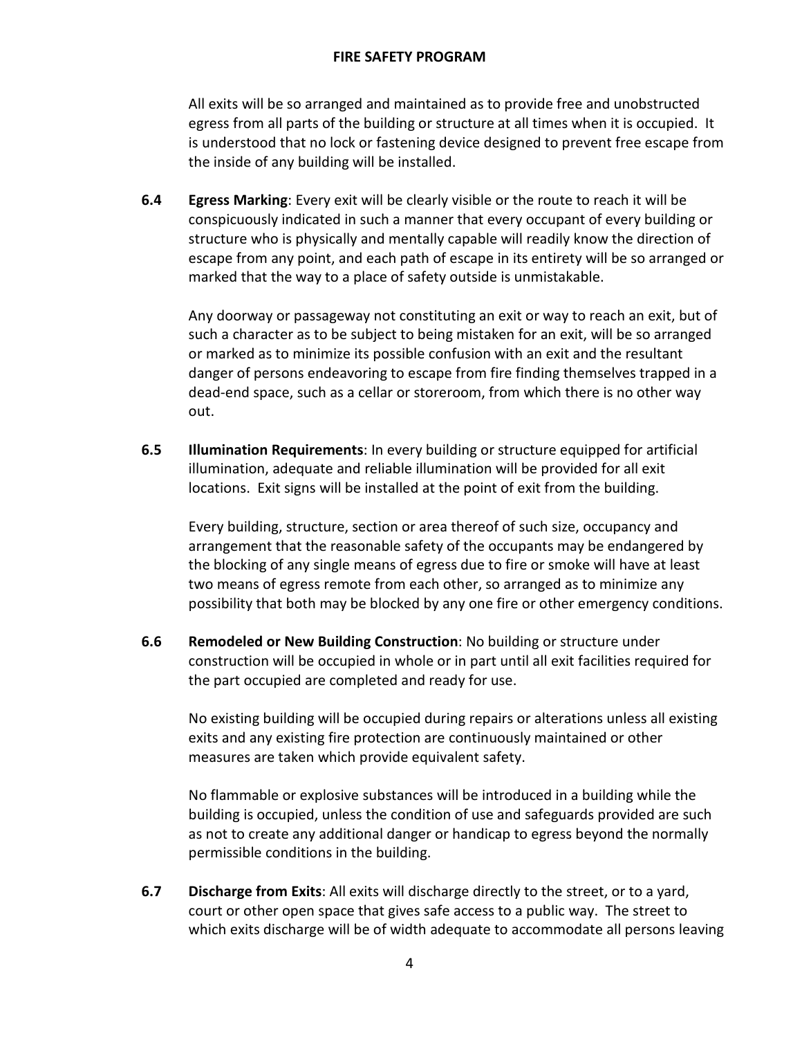All exits will be so arranged and maintained as to provide free and unobstructed egress from all parts of the building or structure at all times when it is occupied. It is understood that no lock or fastening device designed to prevent free escape from the inside of any building will be installed.

**6.4 Egress Marking**: Every exit will be clearly visible or the route to reach it will be conspicuously indicated in such a manner that every occupant of every building or structure who is physically and mentally capable will readily know the direction of escape from any point, and each path of escape in its entirety will be so arranged or marked that the way to a place of safety outside is unmistakable.

Any doorway or passageway not constituting an exit or way to reach an exit, but of such a character as to be subject to being mistaken for an exit, will be so arranged or marked as to minimize its possible confusion with an exit and the resultant danger of persons endeavoring to escape from fire finding themselves trapped in a dead-end space, such as a cellar or storeroom, from which there is no other way out.

**6.5 Illumination Requirements**: In every building or structure equipped for artificial illumination, adequate and reliable illumination will be provided for all exit locations. Exit signs will be installed at the point of exit from the building.

Every building, structure, section or area thereof of such size, occupancy and arrangement that the reasonable safety of the occupants may be endangered by the blocking of any single means of egress due to fire or smoke will have at least two means of egress remote from each other, so arranged as to minimize any possibility that both may be blocked by any one fire or other emergency conditions.

**6.6 Remodeled or New Building Construction**: No building or structure under construction will be occupied in whole or in part until all exit facilities required for the part occupied are completed and ready for use.

No existing building will be occupied during repairs or alterations unless all existing exits and any existing fire protection are continuously maintained or other measures are taken which provide equivalent safety.

No flammable or explosive substances will be introduced in a building while the building is occupied, unless the condition of use and safeguards provided are such as not to create any additional danger or handicap to egress beyond the normally permissible conditions in the building.

**6.7 Discharge from Exits**: All exits will discharge directly to the street, or to a yard, court or other open space that gives safe access to a public way. The street to which exits discharge will be of width adequate to accommodate all persons leaving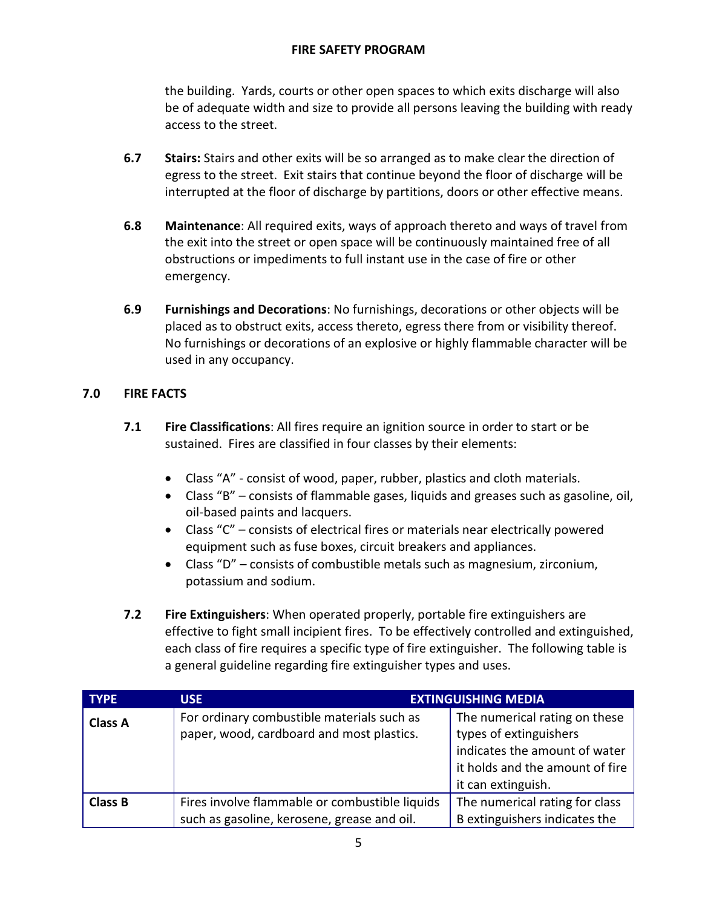the building. Yards, courts or other open spaces to which exits discharge will also be of adequate width and size to provide all persons leaving the building with ready access to the street.

**6.7** **Stairs:** Stairs and other exits will be so arranged as to make clear the direction of egress to the street. Exit stairs that continue beyond the floor of discharge will be interrupted at the floor of discharge by partitions, doors or other effective means.

**6.8** **Maintenance**: All required exits, ways of approach thereto and ways of travel from the exit into the street or open space will be continuously maintained free of all obstructions or impediments to full instant use in the case of fire or other emergency.

**6.9** **Furnishings and Decorations**: No furnishings, decorations or other objects will be placed as to obstruct exits, access thereto, egress there from or visibility thereof. No furnishings or decorations of an explosive or highly flammable character will be used in any occupancy.

## 7.0 FIRE FACTS

**7.1** **Fire Classifications**: All fires require an ignition source in order to start or be sustained. Fires are classified in four classes by their elements:

- Class "A" - consist of wood, paper, rubber, plastics and cloth materials.
- Class "B" – consists of flammable gases, liquids and greases such as gasoline, oil, oil-based paints and lacquers.
- Class "C" – consists of electrical fires or materials near electrically powered equipment such as fuse boxes, circuit breakers and appliances.
- Class "D" – consists of combustible metals such as magnesium, zirconium, potassium and sodium.

**7.2** **Fire Extinguishers**: When operated properly, portable fire extinguishers are effective to fight small incipient fires. To be effectively controlled and extinguished, each class of fire requires a specific type of fire extinguisher. The following table is a general guideline regarding fire extinguisher types and uses.

| TYPE | USE | EXTINGUISHING MEDIA |
|---|---|---|
| **Class A** | For ordinary combustible materials such as paper, wood, cardboard and most plastics. | The numerical rating on these types of extinguishers indicates the amount of water it holds and the amount of fire it can extinguish. |
| **Class B** | Fires involve flammable or combustible liquids such as gasoline, kerosene, grease and oil. | The numerical rating for class B extinguishers indicates the |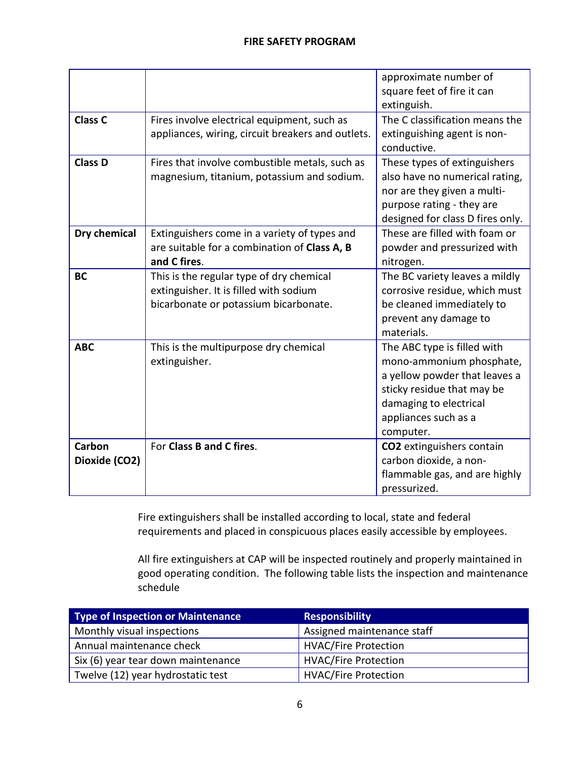| | | approximate number of square feet of fire it can extinguish. |
|---|---|---|
| **Class C** | Fires involve electrical equipment, such as appliances, wiring, circuit breakers and outlets. | The C classification means the extinguishing agent is non-conductive. |
| **Class D** | Fires that involve combustible metals, such as magnesium, titanium, potassium and sodium. | These types of extinguishers also have no numerical rating, nor are they given a multi-purpose rating - they are designed for class D fires only. |
| **Dry chemical** | Extinguishers come in a variety of types and are suitable for a combination of **Class A, B and C fires**. | These are filled with foam or powder and pressurized with nitrogen. |
| **BC** | This is the regular type of dry chemical extinguisher. It is filled with sodium bicarbonate or potassium bicarbonate. | The BC variety leaves a mildly corrosive residue, which must be cleaned immediately to prevent any damage to materials. |
| **ABC** | This is the multipurpose dry chemical extinguisher. | The ABC type is filled with mono-ammonium phosphate, a yellow powder that leaves a sticky residue that may be damaging to electrical appliances such as a computer. |
| **Carbon Dioxide ($CO_2$)** | For **Class B and C fires**. | **$CO_2$** extinguishers contain carbon dioxide, a non-flammable gas, and are highly pressurized. |

Fire extinguishers shall be installed according to local, state and federal requirements and placed in conspicuous places easily accessible by employees.

All fire extinguishers at CAP will be inspected routinely and properly maintained in good operating condition. The following table lists the inspection and maintenance schedule

| Type of Inspection or Maintenance | Responsibility |
|---|---|
| Monthly visual inspections | Assigned maintenance staff |
| Annual maintenance check | HVAC/Fire Protection |
| Six (6) year tear down maintenance | HVAC/Fire Protection |
| Twelve (12) year hydrostatic test | HVAC/Fire Protection |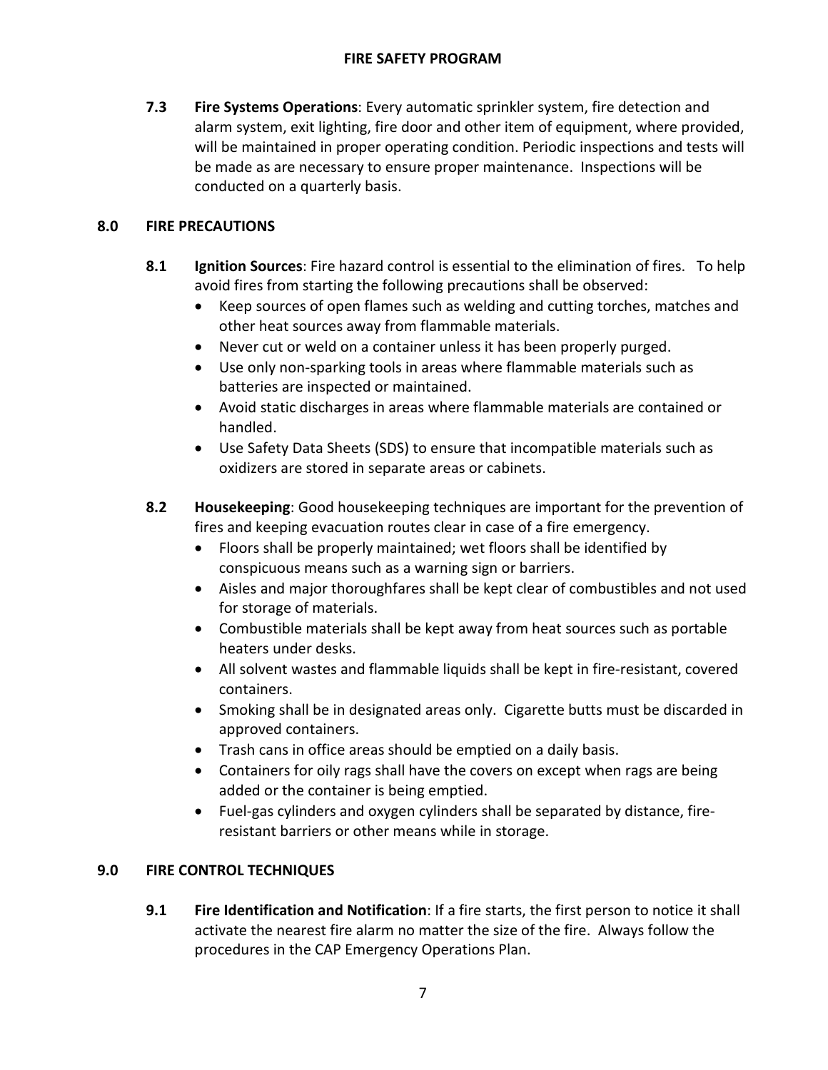**7.3 Fire Systems Operations**: Every automatic sprinkler system, fire detection and alarm system, exit lighting, fire door and other item of equipment, where provided, will be maintained in proper operating condition. Periodic inspections and tests will be made as are necessary to ensure proper maintenance. Inspections will be conducted on a quarterly basis.

## 8.0 FIRE PRECAUTIONS

**8.1 Ignition Sources**: Fire hazard control is essential to the elimination of fires. To help avoid fires from starting the following precautions shall be observed:

- Keep sources of open flames such as welding and cutting torches, matches and other heat sources away from flammable materials.
- Never cut or weld on a container unless it has been properly purged.
- Use only non-sparking tools in areas where flammable materials such as batteries are inspected or maintained.
- Avoid static discharges in areas where flammable materials are contained or handled.
- Use Safety Data Sheets (SDS) to ensure that incompatible materials such as oxidizers are stored in separate areas or cabinets.

**8.2 Housekeeping**: Good housekeeping techniques are important for the prevention of fires and keeping evacuation routes clear in case of a fire emergency.

- Floors shall be properly maintained; wet floors shall be identified by conspicuous means such as a warning sign or barriers.
- Aisles and major thoroughfares shall be kept clear of combustibles and not used for storage of materials.
- Combustible materials shall be kept away from heat sources such as portable heaters under desks.
- All solvent wastes and flammable liquids shall be kept in fire-resistant, covered containers.
- Smoking shall be in designated areas only. Cigarette butts must be discarded in approved containers.
- Trash cans in office areas should be emptied on a daily basis.
- Containers for oily rags shall have the covers on except when rags are being added or the container is being emptied.
- Fuel-gas cylinders and oxygen cylinders shall be separated by distance, fire-resistant barriers or other means while in storage.

## 9.0 FIRE CONTROL TECHNIQUES

**9.1 Fire Identification and Notification**: If a fire starts, the first person to notice it shall activate the nearest fire alarm no matter the size of the fire. Always follow the procedures in the CAP Emergency Operations Plan.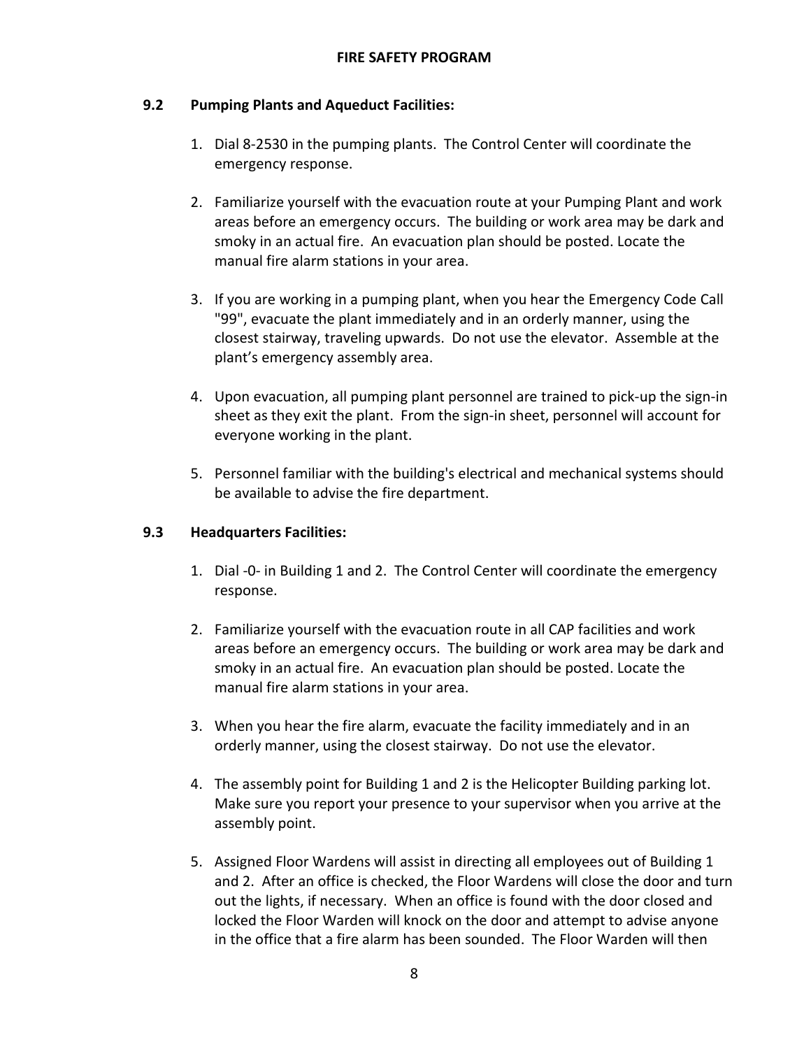### 9.2 Pumping Plants and Aqueduct Facilities:

1. Dial 8-2530 in the pumping plants. The Control Center will coordinate the emergency response.

2. Familiarize yourself with the evacuation route at your Pumping Plant and work areas before an emergency occurs. The building or work area may be dark and smoky in an actual fire. An evacuation plan should be posted. Locate the manual fire alarm stations in your area.

3. If you are working in a pumping plant, when you hear the Emergency Code Call "99", evacuate the plant immediately and in an orderly manner, using the closest stairway, traveling upwards. Do not use the elevator. Assemble at the plant's emergency assembly area.

4. Upon evacuation, all pumping plant personnel are trained to pick-up the sign-in sheet as they exit the plant. From the sign-in sheet, personnel will account for everyone working in the plant.

5. Personnel familiar with the building's electrical and mechanical systems should be available to advise the fire department.

### 9.3 Headquarters Facilities:

1. Dial -0- in Building 1 and 2. The Control Center will coordinate the emergency response.

2. Familiarize yourself with the evacuation route in all CAP facilities and work areas before an emergency occurs. The building or work area may be dark and smoky in an actual fire. An evacuation plan should be posted. Locate the manual fire alarm stations in your area.

3. When you hear the fire alarm, evacuate the facility immediately and in an orderly manner, using the closest stairway. Do not use the elevator.

4. The assembly point for Building 1 and 2 is the Helicopter Building parking lot. Make sure you report your presence to your supervisor when you arrive at the assembly point.

5. Assigned Floor Wardens will assist in directing all employees out of Building 1 and 2. After an office is checked, the Floor Wardens will close the door and turn out the lights, if necessary. When an office is found with the door closed and locked the Floor Warden will knock on the door and attempt to advise anyone in the office that a fire alarm has been sounded. The Floor Warden will then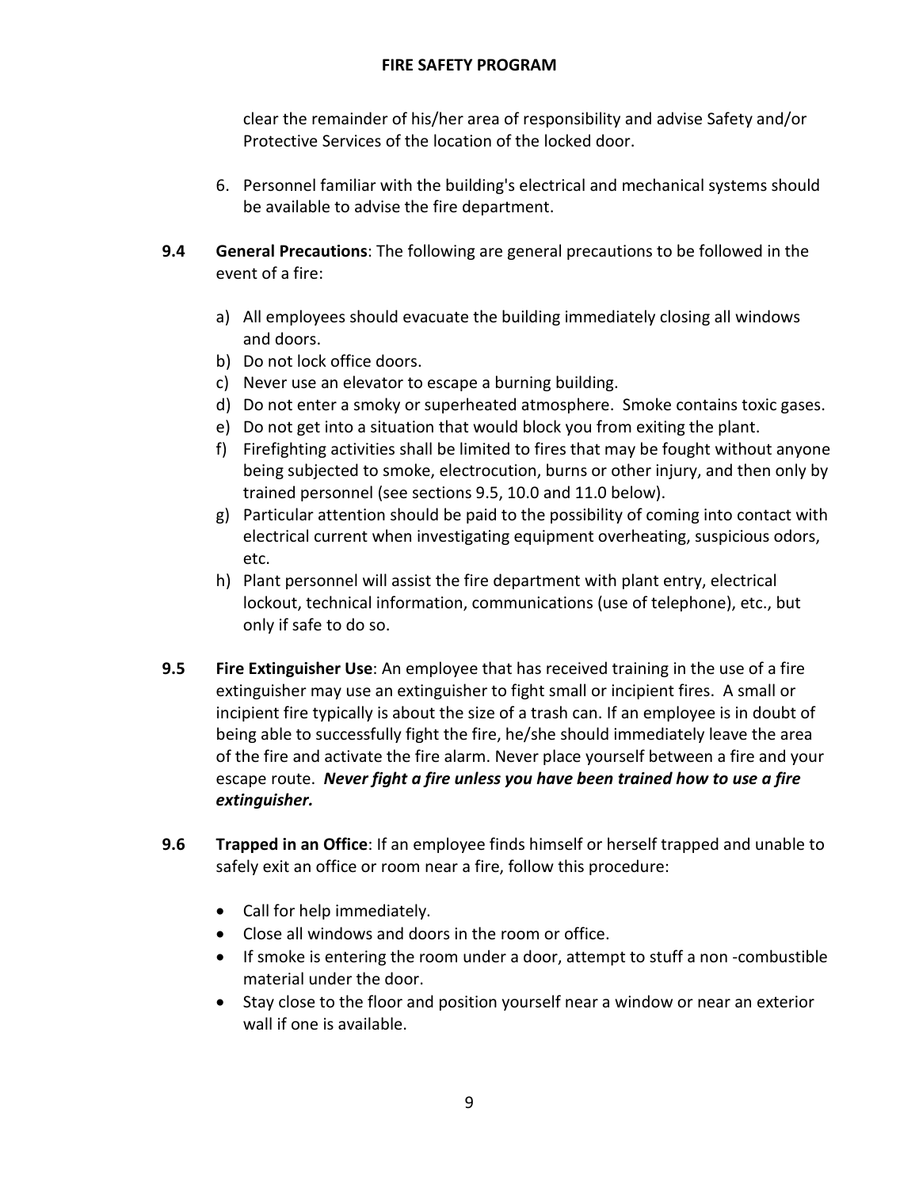clear the remainder of his/her area of responsibility and advise Safety and/or Protective Services of the location of the locked door.

6. Personnel familiar with the building's electrical and mechanical systems should be available to advise the fire department.

**9.4 General Precautions**: The following are general precautions to be followed in the event of a fire:

a) All employees should evacuate the building immediately closing all windows and doors.
b) Do not lock office doors.
c) Never use an elevator to escape a burning building.
d) Do not enter a smoky or superheated atmosphere. Smoke contains toxic gases.
e) Do not get into a situation that would block you from exiting the plant.
f) Firefighting activities shall be limited to fires that may be fought without anyone being subjected to smoke, electrocution, burns or other injury, and then only by trained personnel (see sections 9.5, 10.0 and 11.0 below).
g) Particular attention should be paid to the possibility of coming into contact with electrical current when investigating equipment overheating, suspicious odors, etc.
h) Plant personnel will assist the fire department with plant entry, electrical lockout, technical information, communications (use of telephone), etc., but only if safe to do so.

**9.5 Fire Extinguisher Use**: An employee that has received training in the use of a fire extinguisher may use an extinguisher to fight small or incipient fires. A small or incipient fire typically is about the size of a trash can. If an employee is in doubt of being able to successfully fight the fire, he/she should immediately leave the area of the fire and activate the fire alarm. Never place yourself between a fire and your escape route. ***Never fight a fire unless you have been trained how to use a fire extinguisher.***

**9.6 Trapped in an Office**: If an employee finds himself or herself trapped and unable to safely exit an office or room near a fire, follow this procedure:

- Call for help immediately.
- Close all windows and doors in the room or office.
- If smoke is entering the room under a door, attempt to stuff a non -combustible material under the door.
- Stay close to the floor and position yourself near a window or near an exterior wall if one is available.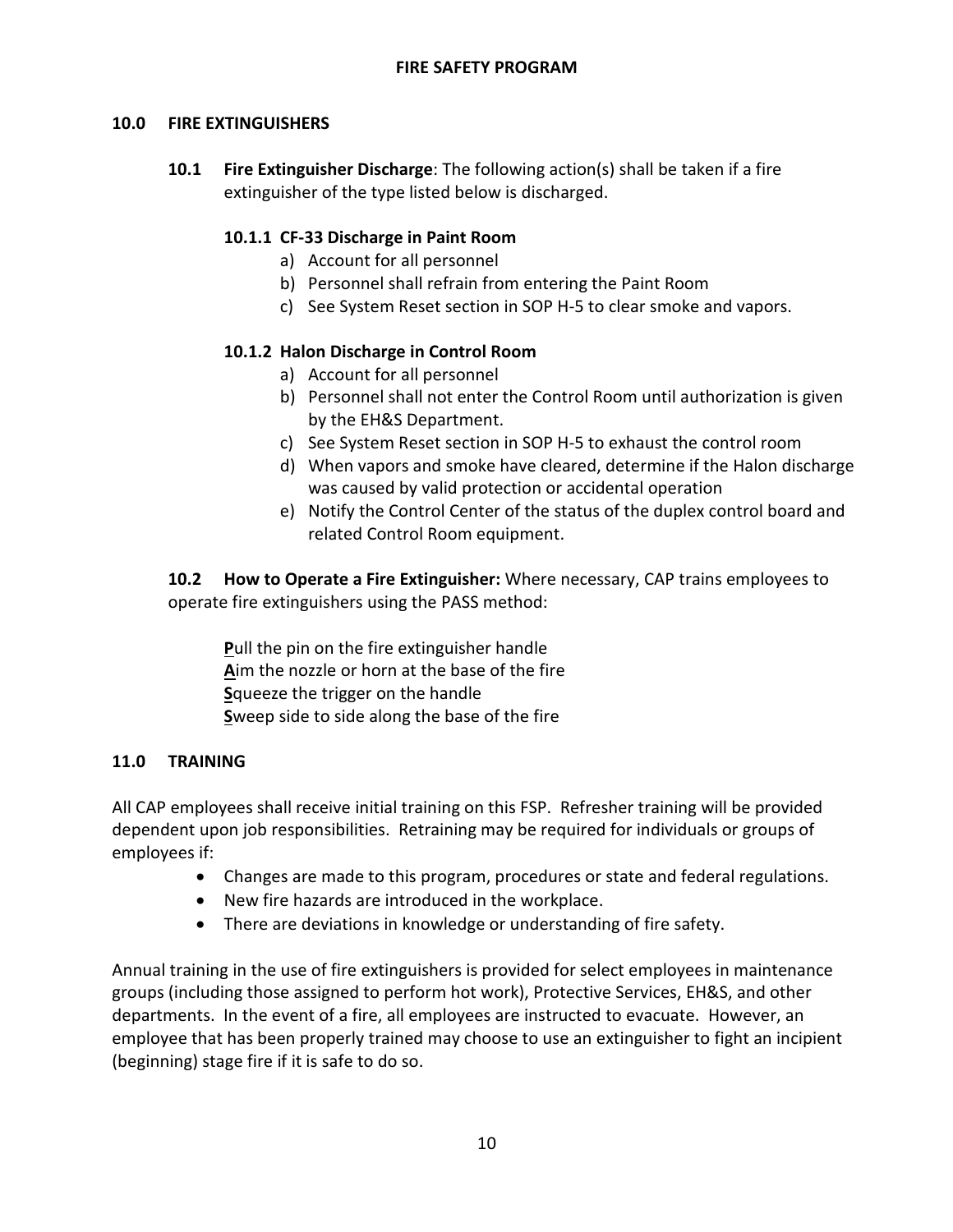## 10.0 FIRE EXTINGUISHERS

**10.1 Fire Extinguisher Discharge**: The following action(s) shall be taken if a fire extinguisher of the type listed below is discharged.

**10.1.1 CF-33 Discharge in Paint Room**

a) Account for all personnel
b) Personnel shall refrain from entering the Paint Room
c) See System Reset section in SOP H-5 to clear smoke and vapors.

**10.1.2 Halon Discharge in Control Room**

a) Account for all personnel
b) Personnel shall not enter the Control Room until authorization is given by the EH&S Department.
c) See System Reset section in SOP H-5 to exhaust the control room
d) When vapors and smoke have cleared, determine if the Halon discharge was caused by valid protection or accidental operation
e) Notify the Control Center of the status of the duplex control board and related Control Room equipment.

**10.2 How to Operate a Fire Extinguisher:** Where necessary, CAP trains employees to operate fire extinguishers using the PASS method:

**P**ull the pin on the fire extinguisher handle
**A**im the nozzle or horn at the base of the fire
**S**queeze the trigger on the handle
**S**weep side to side along the base of the fire

## 11.0 TRAINING

All CAP employees shall receive initial training on this FSP. Refresher training will be provided dependent upon job responsibilities. Retraining may be required for individuals or groups of employees if:

- Changes are made to this program, procedures or state and federal regulations.
- New fire hazards are introduced in the workplace.
- There are deviations in knowledge or understanding of fire safety.

Annual training in the use of fire extinguishers is provided for select employees in maintenance groups (including those assigned to perform hot work), Protective Services, EH&S, and other departments. In the event of a fire, all employees are instructed to evacuate. However, an employee that has been properly trained may choose to use an extinguisher to fight an incipient (beginning) stage fire if it is safe to do so.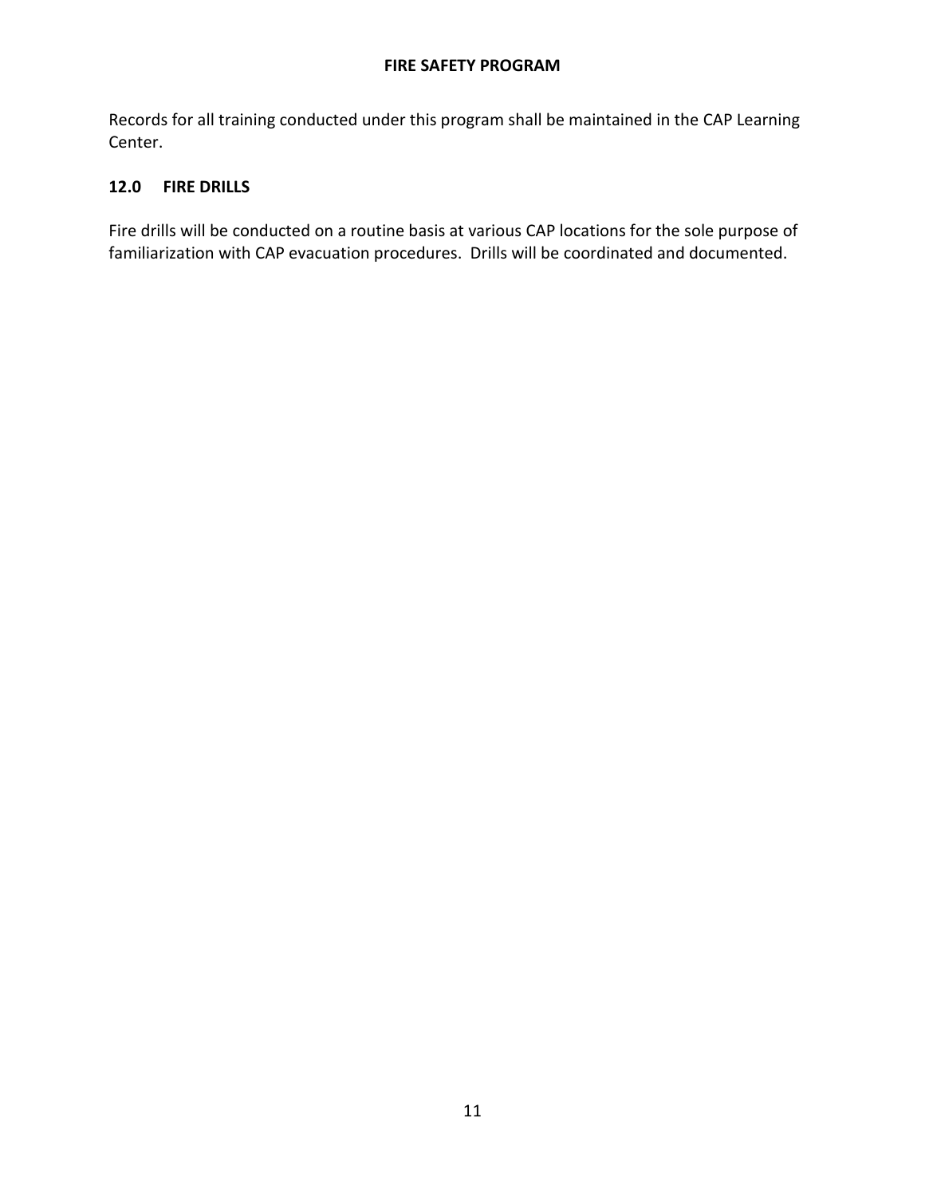Records for all training conducted under this program shall be maintained in the CAP Learning Center.

## 12.0 FIRE DRILLS

Fire drills will be conducted on a routine basis at various CAP locations for the sole purpose of familiarization with CAP evacuation procedures. Drills will be coordinated and documented.